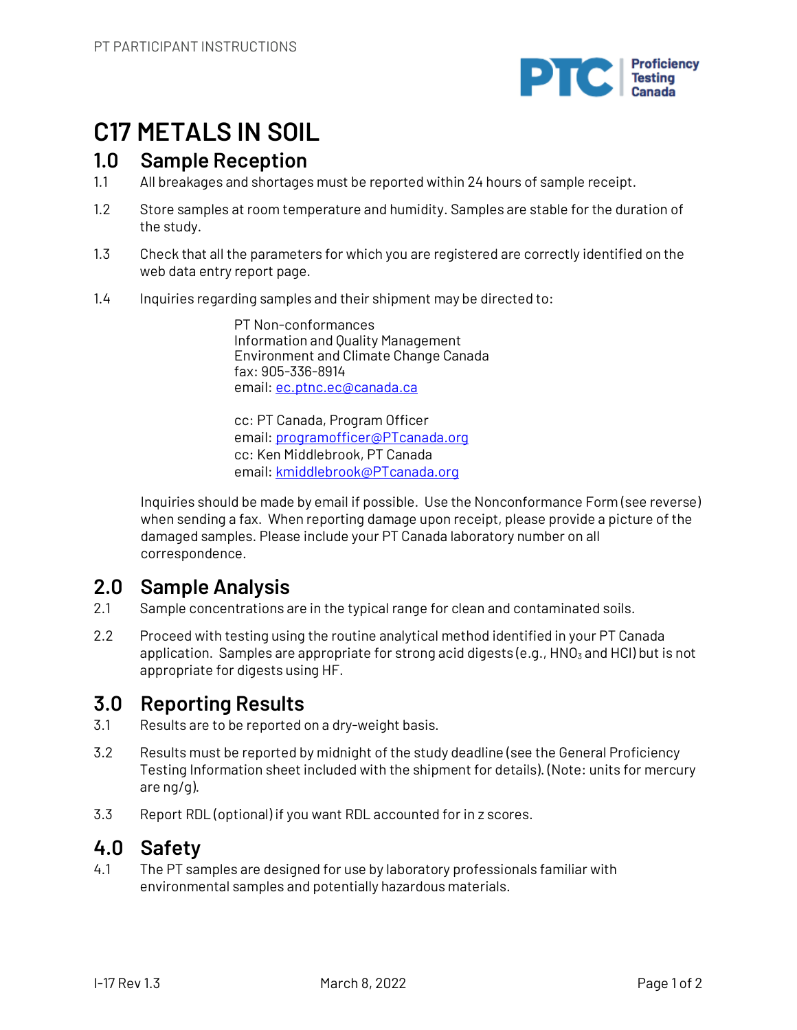# C17 METALS IN SOIL

## 1.0 Sample Reception

1.1 All breakages and shortages must be reported within 24 hours of sample receipt.

1.2 Store samples at room temperature and humidity. Samples are stable for the duration of the study.

1.3 Check that all the parameters for which you are registered are correctly identified on the web data entry report page.

1.4 Inquiries regarding samples and their shipment may be directed to:

PT Non-conformances
Information and Quality Management
Environment and Climate Change Canada
fax: 905-336-8914
email: ec.ptnc.ec@canada.ca

cc: PT Canada, Program Officer
email: programofficer@PTcanada.org
cc: Ken Middlebrook, PT Canada
email: kmiddlebrook@PTcanada.org

Inquiries should be made by email if possible. Use the Nonconformance Form (see reverse) when sending a fax. When reporting damage upon receipt, please provide a picture of the damaged samples. Please include your PT Canada laboratory number on all correspondence.

## 2.0 Sample Analysis

2.1 Sample concentrations are in the typical range for clean and contaminated soils.

2.2 Proceed with testing using the routine analytical method identified in your PT Canada application. Samples are appropriate for strong acid digests (e.g., $HNO_3$ and HCl) but is not appropriate for digests using HF.

## 3.0 Reporting Results

3.1 Results are to be reported on a dry-weight basis.

3.2 Results must be reported by midnight of the study deadline (see the General Proficiency Testing Information sheet included with the shipment for details). (Note: units for mercury are ng/g).

3.3 Report RDL (optional) if you want RDL accounted for in z scores.

## 4.0 Safety

4.1 The PT samples are designed for use by laboratory professionals familiar with environmental samples and potentially hazardous materials.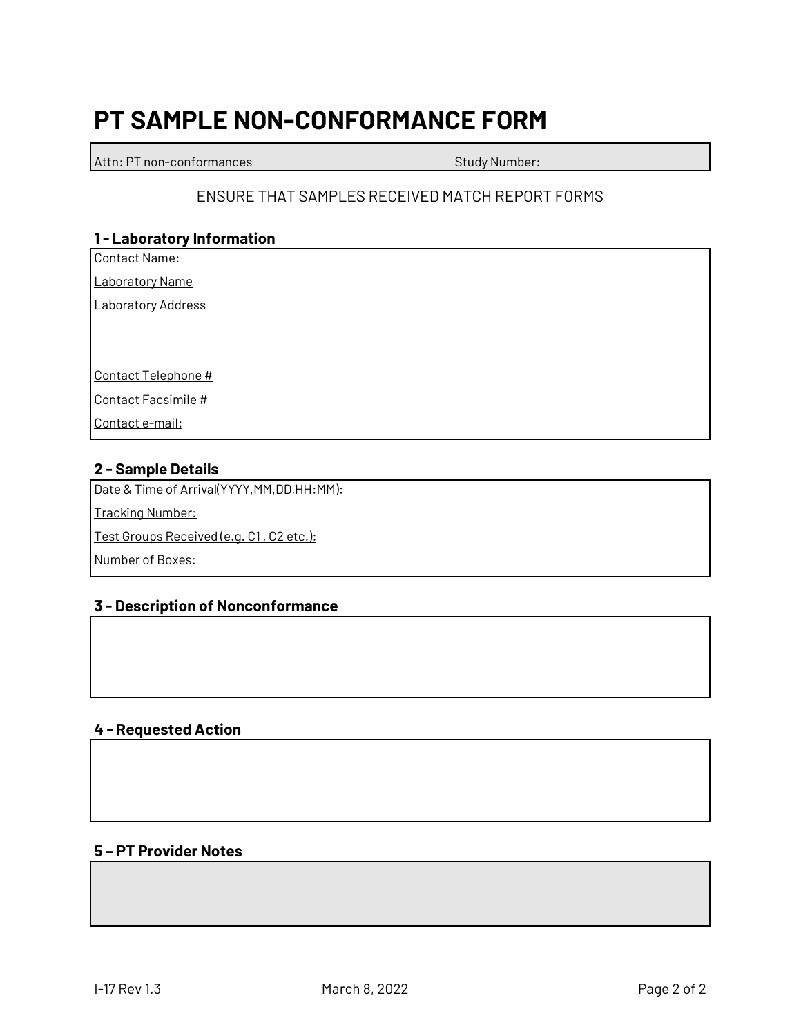# PT SAMPLE NON-CONFORMANCE FORM

Attn: PT non-conformances

Study Number:

ENSURE THAT SAMPLES RECEIVED MATCH REPORT FORMS

### 1 - Laboratory Information

Contact Name:

Laboratory Name

Laboratory Address

Contact Telephone #

Contact Facsimile #

Contact e-mail:

### 2 - Sample Details

Date & Time of Arrival(YYYY,MM,DD,HH:MM):

Tracking Number:

Test Groups Received (e.g. C1 , C2 etc.):

Number of Boxes:

### 3 - Description of Nonconformance

### 4 - Requested Action

### 5 – PT Provider Notes

I-17 Rev 1.3 March 8, 2022